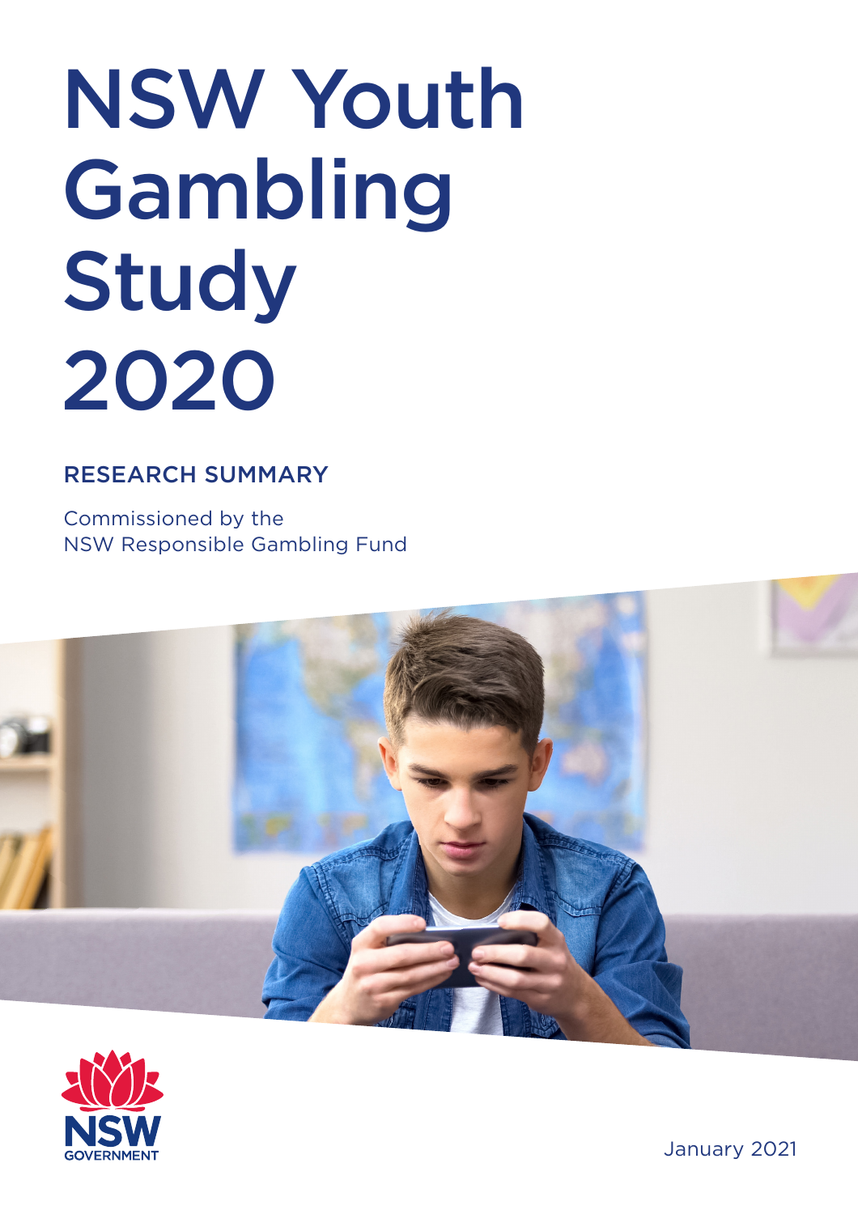# NSW Youth Gambling Study 2020

## RESEARCH SUMMARY

Commissioned by the NSW Responsible Gambling Fund

NSW GOVERNMENT

January 2021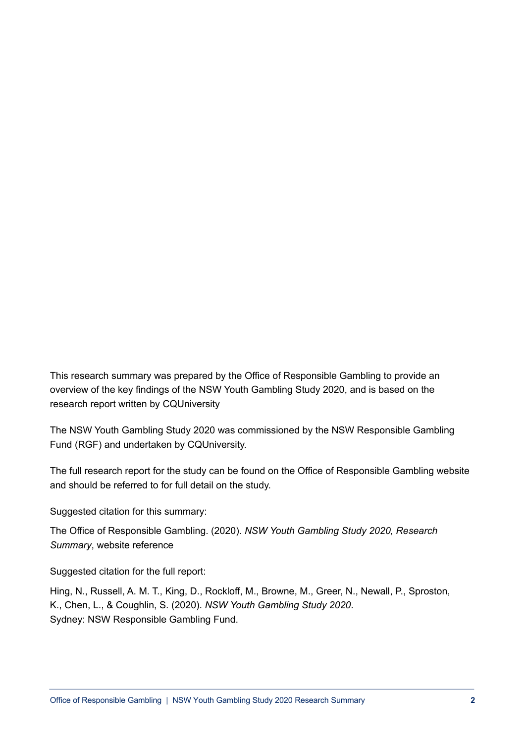This research summary was prepared by the Office of Responsible Gambling to provide an overview of the key findings of the NSW Youth Gambling Study 2020, and is based on the research report written by CQUniversity

The NSW Youth Gambling Study 2020 was commissioned by the NSW Responsible Gambling Fund (RGF) and undertaken by CQUniversity.

The full research report for the study can be found on the Office of Responsible Gambling website and should be referred to for full detail on the study.

Suggested citation for this summary:

The Office of Responsible Gambling. (2020). *NSW Youth Gambling Study 2020, Research Summary*, website reference

Suggested citation for the full report:

Hing, N., Russell, A. M. T., King, D., Rockloff, M., Browne, M., Greer, N., Newall, P., Sproston, K., Chen, L., & Coughlin, S. (2020). *NSW Youth Gambling Study 2020*. Sydney: NSW Responsible Gambling Fund.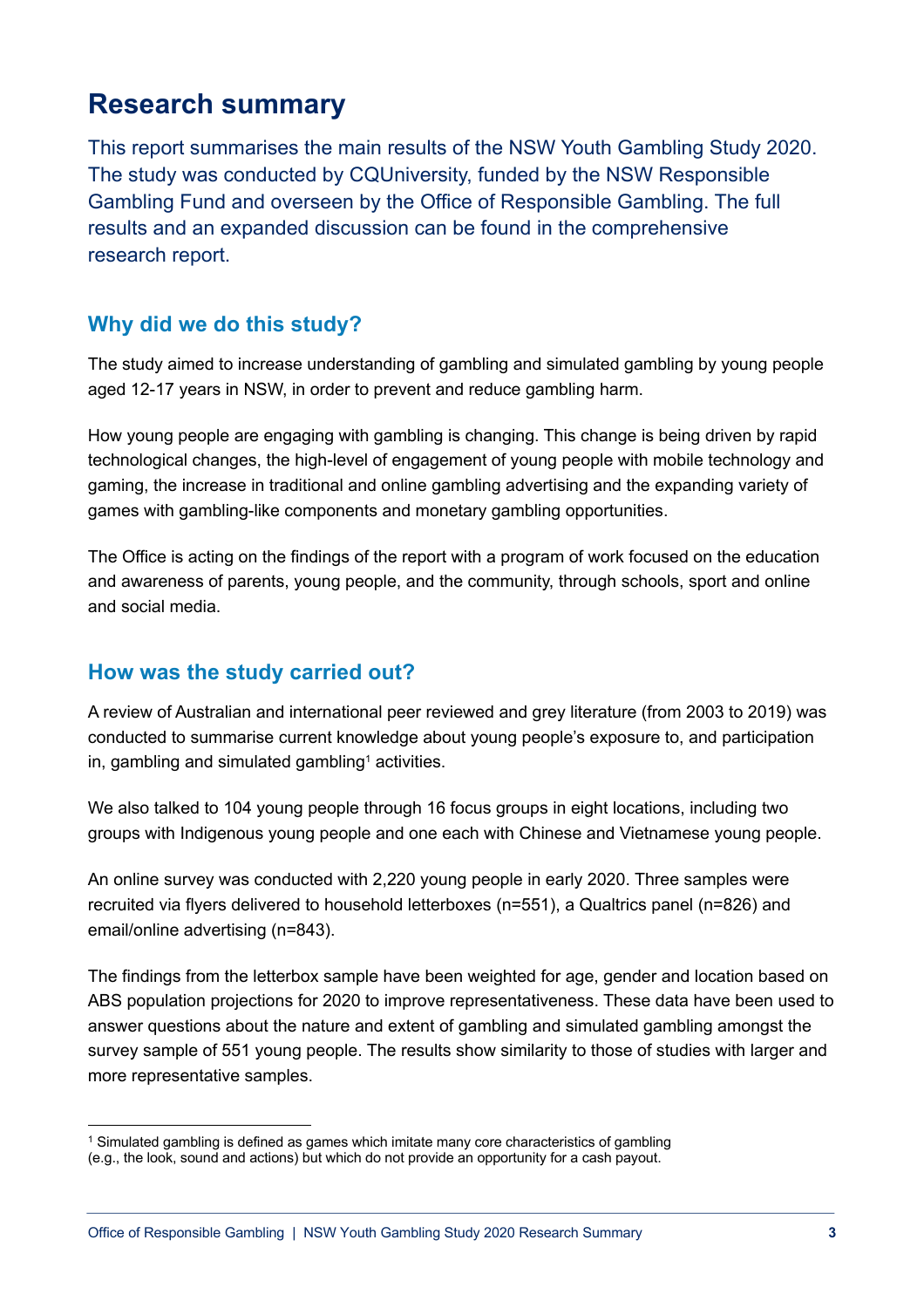# Research summary

This report summarises the main results of the NSW Youth Gambling Study 2020. The study was conducted by CQUniversity, funded by the NSW Responsible Gambling Fund and overseen by the Office of Responsible Gambling. The full results and an expanded discussion can be found in the comprehensive research report.

## Why did we do this study?

The study aimed to increase understanding of gambling and simulated gambling by young people aged 12-17 years in NSW, in order to prevent and reduce gambling harm.

How young people are engaging with gambling is changing. This change is being driven by rapid technological changes, the high-level of engagement of young people with mobile technology and gaming, the increase in traditional and online gambling advertising and the expanding variety of games with gambling-like components and monetary gambling opportunities.

The Office is acting on the findings of the report with a program of work focused on the education and awareness of parents, young people, and the community, through schools, sport and online and social media.

## How was the study carried out?

A review of Australian and international peer reviewed and grey literature (from 2003 to 2019) was conducted to summarise current knowledge about young people's exposure to, and participation in, gambling and simulated gambling[1] activities.

We also talked to 104 young people through 16 focus groups in eight locations, including two groups with Indigenous young people and one each with Chinese and Vietnamese young people.

An online survey was conducted with 2,220 young people in early 2020. Three samples were recruited via flyers delivered to household letterboxes (n=551), a Qualtrics panel (n=826) and email/online advertising (n=843).

The findings from the letterbox sample have been weighted for age, gender and location based on ABS population projections for 2020 to improve representativeness. These data have been used to answer questions about the nature and extent of gambling and simulated gambling amongst the survey sample of 551 young people. The results show similarity to those of studies with larger and more representative samples.

---

[1] Simulated gambling is defined as games which imitate many core characteristics of gambling (e.g., the look, sound and actions) but which do not provide an opportunity for a cash payout.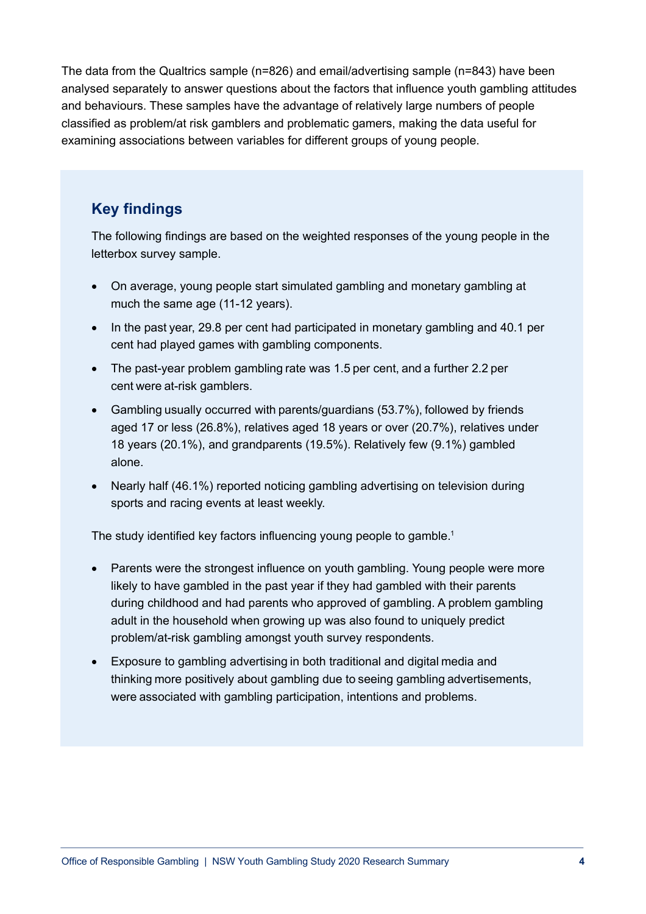The data from the Qualtrics sample (n=826) and email/advertising sample (n=843) have been analysed separately to answer questions about the factors that influence youth gambling attitudes and behaviours. These samples have the advantage of relatively large numbers of people classified as problem/at risk gamblers and problematic gamers, making the data useful for examining associations between variables for different groups of young people.

## Key findings

The following findings are based on the weighted responses of the young people in the letterbox survey sample.

- On average, young people start simulated gambling and monetary gambling at much the same age (11-12 years).
- In the past year, 29.8 per cent had participated in monetary gambling and 40.1 per cent had played games with gambling components.
- The past-year problem gambling rate was 1.5 per cent, and a further 2.2 per cent were at-risk gamblers.
- Gambling usually occurred with parents/guardians (53.7%), followed by friends aged 17 or less (26.8%), relatives aged 18 years or over (20.7%), relatives under 18 years (20.1%), and grandparents (19.5%). Relatively few (9.1%) gambled alone.
- Nearly half (46.1%) reported noticing gambling advertising on television during sports and racing events at least weekly.

The study identified key factors influencing young people to gamble.[1]

- Parents were the strongest influence on youth gambling. Young people were more likely to have gambled in the past year if they had gambled with their parents during childhood and had parents who approved of gambling. A problem gambling adult in the household when growing up was also found to uniquely predict problem/at-risk gambling amongst youth survey respondents.
- Exposure to gambling advertising in both traditional and digital media and thinking more positively about gambling due to seeing gambling advertisements, were associated with gambling participation, intentions and problems.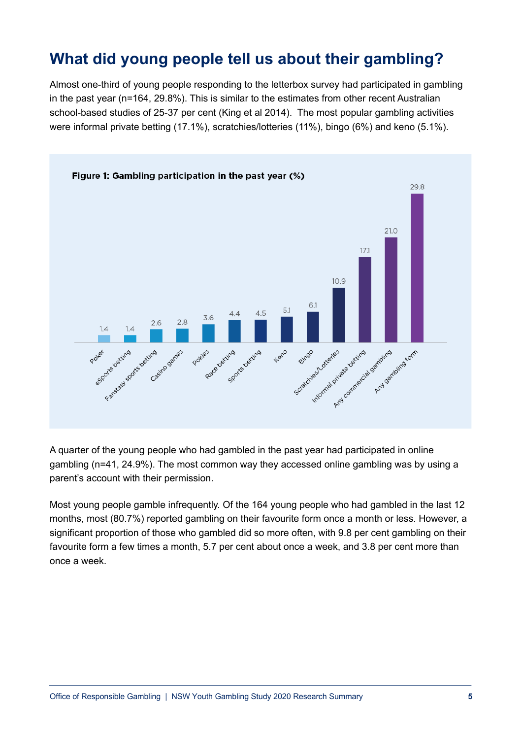# What did young people tell us about their gambling?

Almost one-third of young people responding to the letterbox survey had participated in gambling in the past year (n=164, 29.8%). This is similar to the estimates from other recent Australian school-based studies of 25-37 per cent (King et al 2014). The most popular gambling activities were informal private betting (17.1%), scratchies/lotteries (11%), bingo (6%) and keno (5.1%).

**Figure 1: Gambling participation in the past year (%)**

| Gambling form | % |
| --- | --- |
| Poker | 1.4 |
| eSports betting | 1.4 |
| Fanstasy sports betting | 2.6 |
| Casino games | 2.8 |
| Pokies | 3.6 |
| Race betting | 4.4 |
| Sports betting | 4.5 |
| Keno | 5.1 |
| Bingo | 6.1 |
| Scratchies/Lotteries | 10.9 |
| Informal private betting | 17.1 |
| Any commercial gambling | 21.0 |
| Any gambling form | 29.8 |

A quarter of the young people who had gambled in the past year had participated in online gambling (n=41, 24.9%). The most common way they accessed online gambling was by using a parent's account with their permission.

Most young people gamble infrequently. Of the 164 young people who had gambled in the last 12 months, most (80.7%) reported gambling on their favourite form once a month or less. However, a significant proportion of those who gambled did so more often, with 9.8 per cent gambling on their favourite form a few times a month, 5.7 per cent about once a week, and 3.8 per cent more than once a week.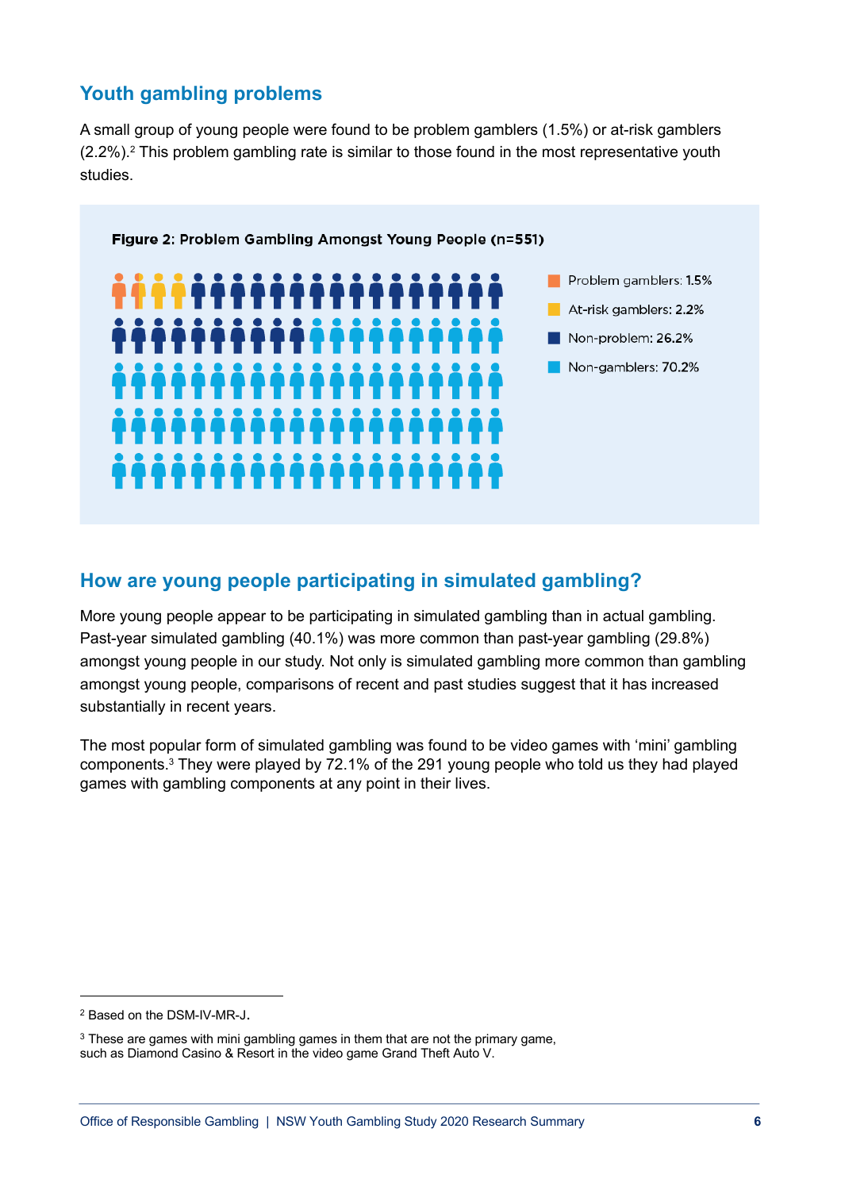## Youth gambling problems

A small group of young people were found to be problem gamblers (1.5%) or at-risk gamblers (2.2%).[2] This problem gambling rate is similar to those found in the most representative youth studies.

**Figure 2**: **Problem Gambling Amongst Young People (n=551)**

- Problem gamblers: 1.5%
- At-risk gamblers: 2.2%
- Non-problem: 26.2%
- Non-gamblers: 70.2%

## How are young people participating in simulated gambling?

More young people appear to be participating in simulated gambling than in actual gambling. Past-year simulated gambling (40.1%) was more common than past-year gambling (29.8%) amongst young people in our study. Not only is simulated gambling more common than gambling amongst young people, comparisons of recent and past studies suggest that it has increased substantially in recent years.

The most popular form of simulated gambling was found to be video games with 'mini' gambling components.[3] They were played by 72.1% of the 291 young people who told us they had played games with gambling components at any point in their lives.

---

[2] Based on the DSM-IV-MR-J.

[3] These are games with mini gambling games in them that are not the primary game, such as Diamond Casino & Resort in the video game Grand Theft Auto V.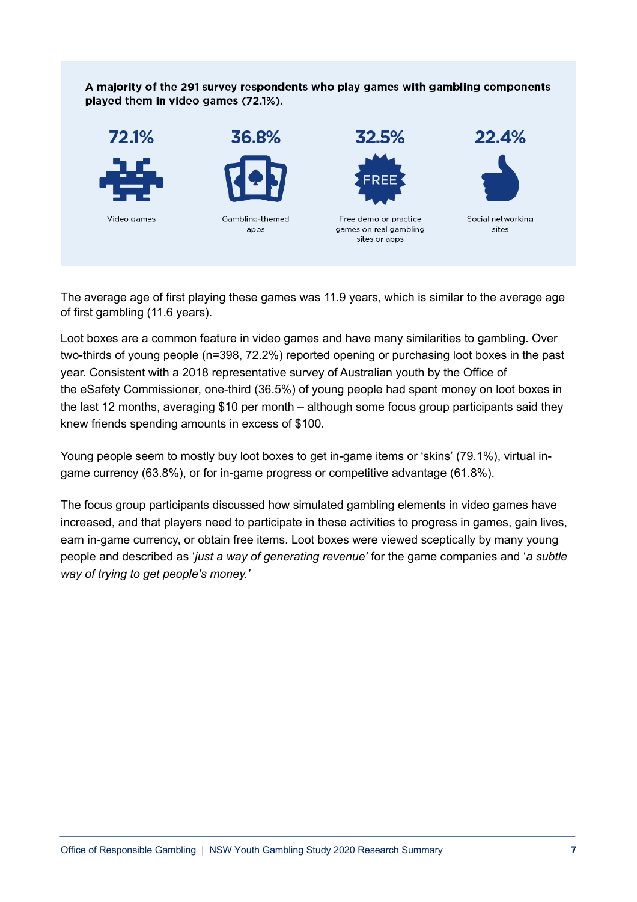**A majority of the 291 survey respondents who play games with gambling components played them in video games (72.1%).**

| 72.1% | 36.8% | 32.5% | 22.4% |
|---|---|---|---|
| Video games | Gambling-themed apps | Free demo or practice games on real gambling sites or apps | Social networking sites |

The average age of first playing these games was 11.9 years, which is similar to the average age of first gambling (11.6 years).

Loot boxes are a common feature in video games and have many similarities to gambling. Over two-thirds of young people (n=398, 72.2%) reported opening or purchasing loot boxes in the past year. Consistent with a 2018 representative survey of Australian youth by the Office of the eSafety Commissioner, one-third (36.5%) of young people had spent money on loot boxes in the last 12 months, averaging $10 per month – although some focus group participants said they knew friends spending amounts in excess of $100.

Young people seem to mostly buy loot boxes to get in-game items or 'skins' (79.1%), virtual in-game currency (63.8%), or for in-game progress or competitive advantage (61.8%).

The focus group participants discussed how simulated gambling elements in video games have increased, and that players need to participate in these activities to progress in games, gain lives, earn in-game currency, or obtain free items. Loot boxes were viewed sceptically by many young people and described as '*just a way of generating revenue'* for the game companies and '*a subtle way of trying to get people's money.'*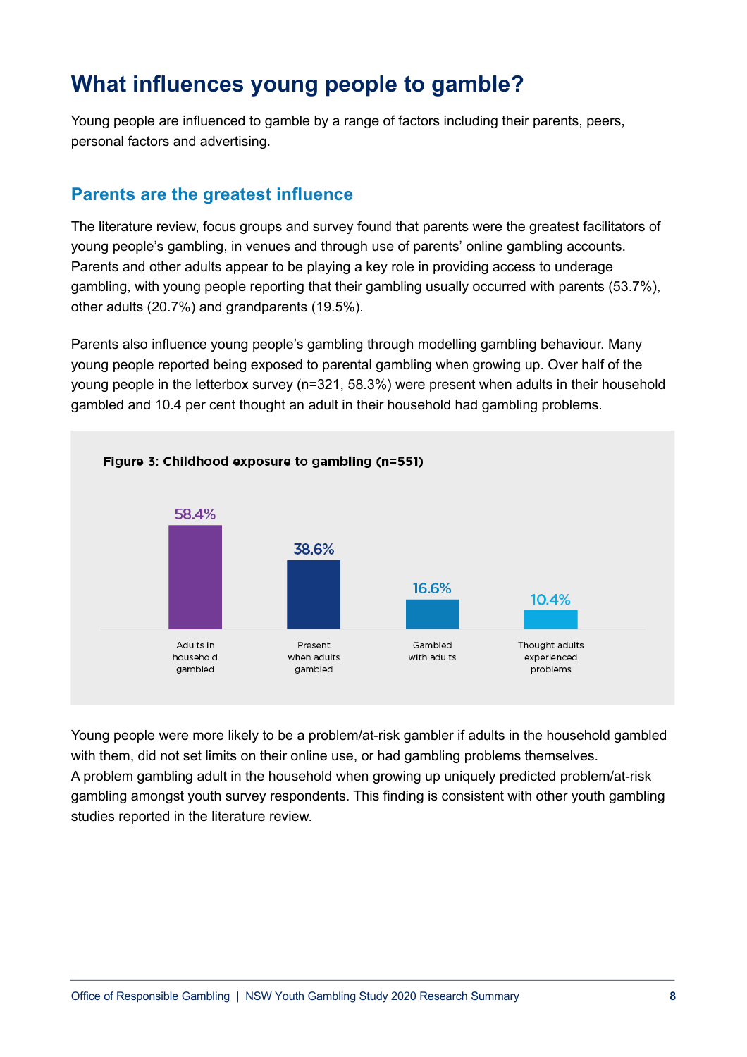# What influences young people to gamble?

Young people are influenced to gamble by a range of factors including their parents, peers, personal factors and advertising.

## Parents are the greatest influence

The literature review, focus groups and survey found that parents were the greatest facilitators of young people's gambling, in venues and through use of parents' online gambling accounts. Parents and other adults appear to be playing a key role in providing access to underage gambling, with young people reporting that their gambling usually occurred with parents (53.7%), other adults (20.7%) and grandparents (19.5%).

Parents also influence young people's gambling through modelling gambling behaviour. Many young people reported being exposed to parental gambling when growing up. Over half of the young people in the letterbox survey (n=321, 58.3%) were present when adults in their household gambled and 10.4 per cent thought an adult in their household had gambling problems.

**Figure 3: Childhood exposure to gambling (n=551)**

| Adults in household gambled | Present when adults gambled | Gambled with adults | Thought adults experienced problems |
|---|---|---|---|
| 58.4% | 38.6% | 16.6% | 10.4% |

Young people were more likely to be a problem/at-risk gambler if adults in the household gambled with them, did not set limits on their online use, or had gambling problems themselves. A problem gambling adult in the household when growing up uniquely predicted problem/at-risk gambling amongst youth survey respondents. This finding is consistent with other youth gambling studies reported in the literature review.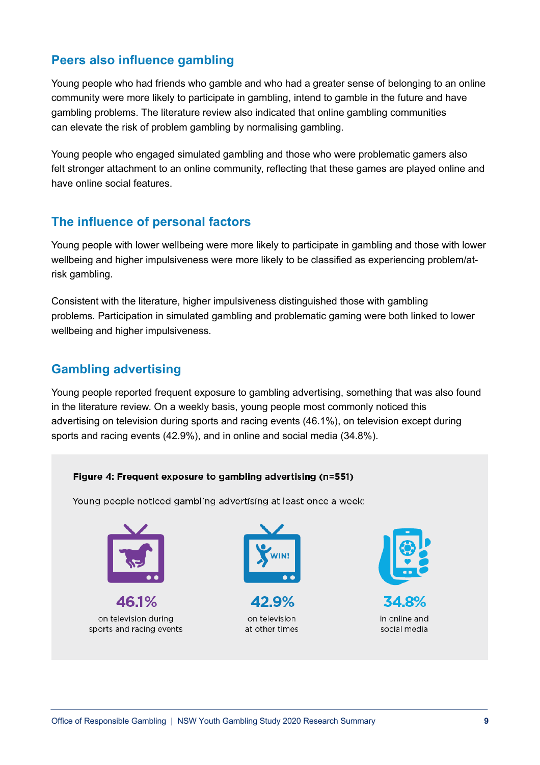## Peers also influence gambling

Young people who had friends who gamble and who had a greater sense of belonging to an online community were more likely to participate in gambling, intend to gamble in the future and have gambling problems. The literature review also indicated that online gambling communities can elevate the risk of problem gambling by normalising gambling.

Young people who engaged simulated gambling and those who were problematic gamers also felt stronger attachment to an online community, reflecting that these games are played online and have online social features.

## The influence of personal factors

Young people with lower wellbeing were more likely to participate in gambling and those with lower wellbeing and higher impulsiveness were more likely to be classified as experiencing problem/at-risk gambling.

Consistent with the literature, higher impulsiveness distinguished those with gambling problems. Participation in simulated gambling and problematic gaming were both linked to lower wellbeing and higher impulsiveness.

## Gambling advertising

Young people reported frequent exposure to gambling advertising, something that was also found in the literature review. On a weekly basis, young people most commonly noticed this advertising on television during sports and racing events (46.1%), on television except during sports and racing events (42.9%), and in online and social media (34.8%).

**Figure 4: Frequent exposure to gambling advertising (n=551)**

Young people noticed gambling advertising at least once a week:

- **46.1%** on television during sports and racing events
- **42.9%** on television at other times
- **34.8%** in online and social media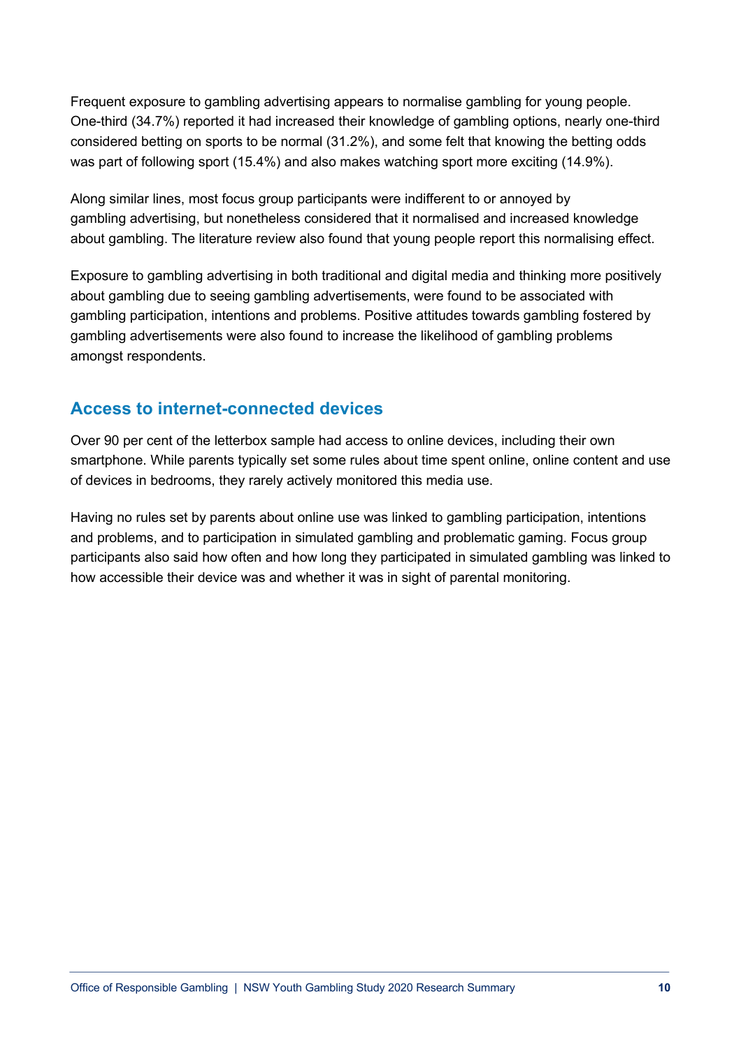Frequent exposure to gambling advertising appears to normalise gambling for young people. One-third (34.7%) reported it had increased their knowledge of gambling options, nearly one-third considered betting on sports to be normal (31.2%), and some felt that knowing the betting odds was part of following sport (15.4%) and also makes watching sport more exciting (14.9%).

Along similar lines, most focus group participants were indifferent to or annoyed by gambling advertising, but nonetheless considered that it normalised and increased knowledge about gambling. The literature review also found that young people report this normalising effect.

Exposure to gambling advertising in both traditional and digital media and thinking more positively about gambling due to seeing gambling advertisements, were found to be associated with gambling participation, intentions and problems. Positive attitudes towards gambling fostered by gambling advertisements were also found to increase the likelihood of gambling problems amongst respondents.

## Access to internet-connected devices

Over 90 per cent of the letterbox sample had access to online devices, including their own smartphone. While parents typically set some rules about time spent online, online content and use of devices in bedrooms, they rarely actively monitored this media use.

Having no rules set by parents about online use was linked to gambling participation, intentions and problems, and to participation in simulated gambling and problematic gaming. Focus group participants also said how often and how long they participated in simulated gambling was linked to how accessible their device was and whether it was in sight of parental monitoring.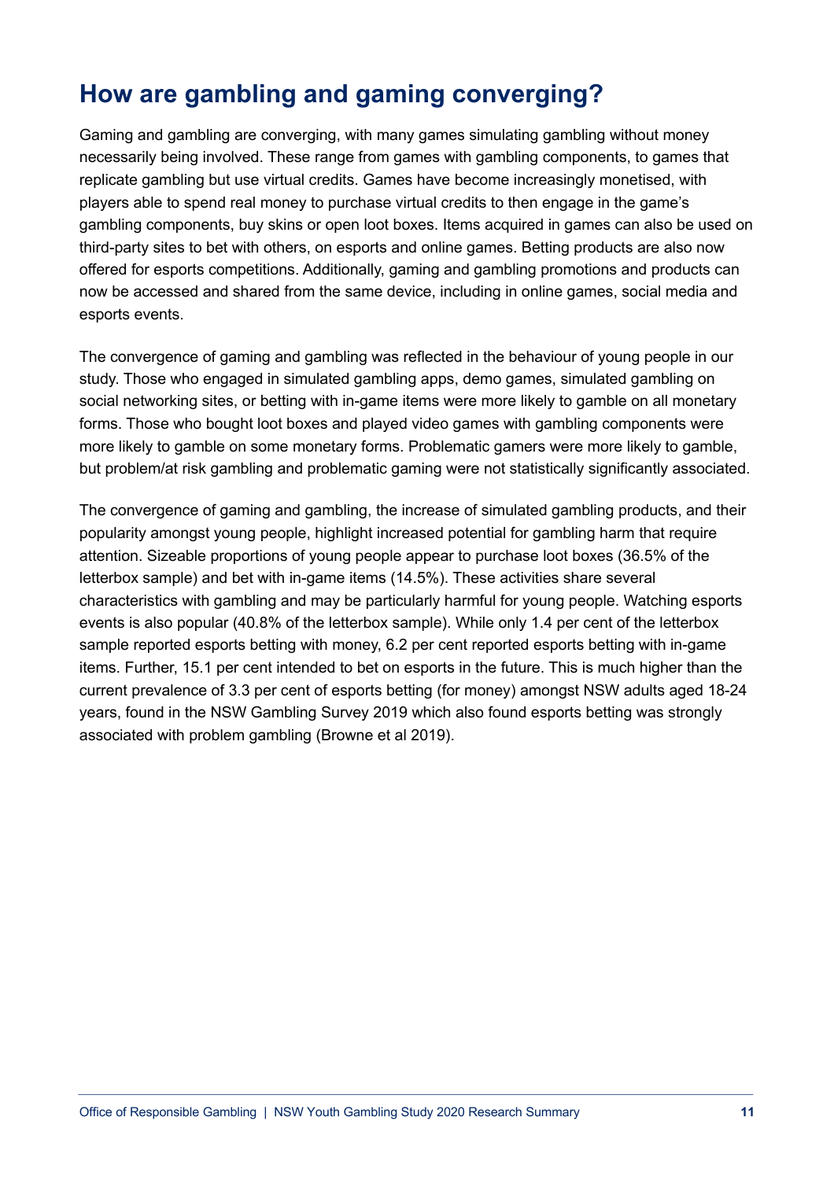# How are gambling and gaming converging?

Gaming and gambling are converging, with many games simulating gambling without money necessarily being involved. These range from games with gambling components, to games that replicate gambling but use virtual credits. Games have become increasingly monetised, with players able to spend real money to purchase virtual credits to then engage in the game's gambling components, buy skins or open loot boxes. Items acquired in games can also be used on third-party sites to bet with others, on esports and online games. Betting products are also now offered for esports competitions. Additionally, gaming and gambling promotions and products can now be accessed and shared from the same device, including in online games, social media and esports events.

The convergence of gaming and gambling was reflected in the behaviour of young people in our study. Those who engaged in simulated gambling apps, demo games, simulated gambling on social networking sites, or betting with in-game items were more likely to gamble on all monetary forms. Those who bought loot boxes and played video games with gambling components were more likely to gamble on some monetary forms. Problematic gamers were more likely to gamble, but problem/at risk gambling and problematic gaming were not statistically significantly associated.

The convergence of gaming and gambling, the increase of simulated gambling products, and their popularity amongst young people, highlight increased potential for gambling harm that require attention. Sizeable proportions of young people appear to purchase loot boxes (36.5% of the letterbox sample) and bet with in-game items (14.5%). These activities share several characteristics with gambling and may be particularly harmful for young people. Watching esports events is also popular (40.8% of the letterbox sample). While only 1.4 per cent of the letterbox sample reported esports betting with money, 6.2 per cent reported esports betting with in-game items. Further, 15.1 per cent intended to bet on esports in the future. This is much higher than the current prevalence of 3.3 per cent of esports betting (for money) amongst NSW adults aged 18-24 years, found in the NSW Gambling Survey 2019 which also found esports betting was strongly associated with problem gambling (Browne et al 2019).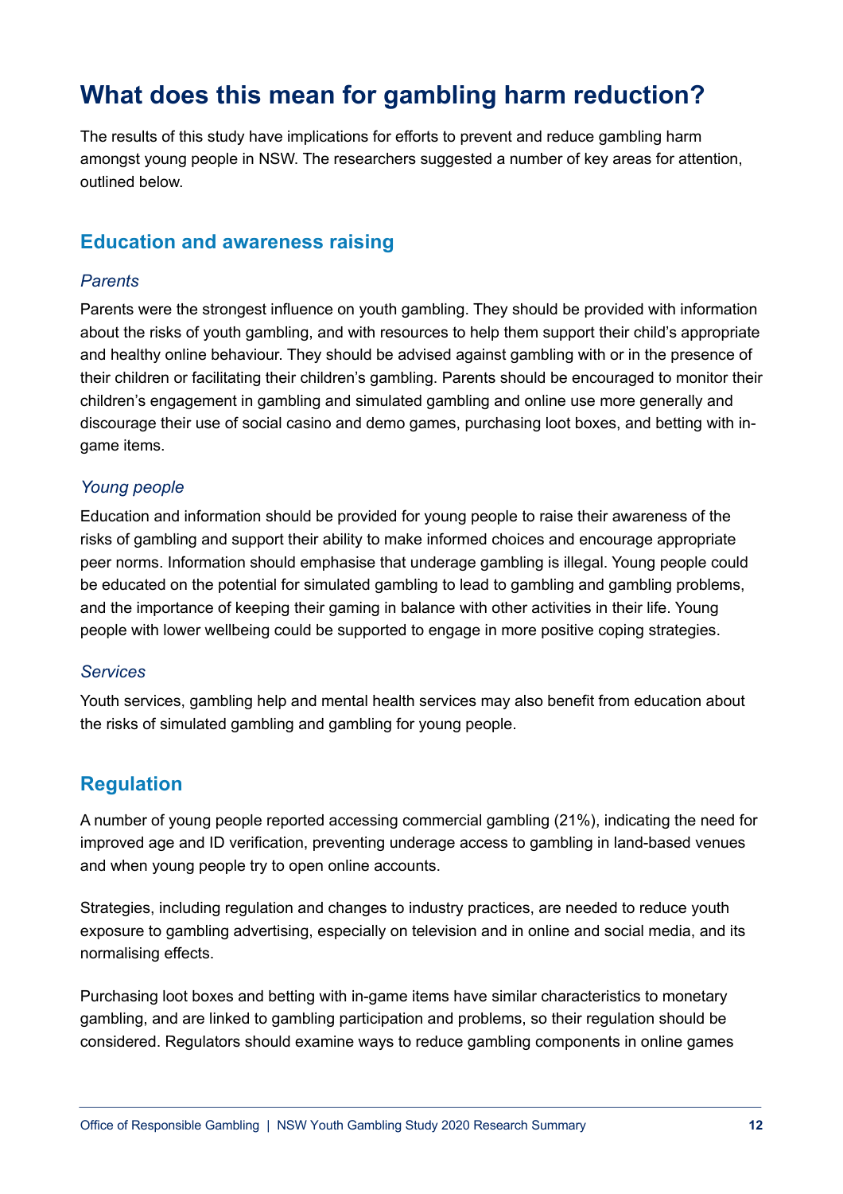# What does this mean for gambling harm reduction?

The results of this study have implications for efforts to prevent and reduce gambling harm amongst young people in NSW. The researchers suggested a number of key areas for attention, outlined below.

## Education and awareness raising

### *Parents*

Parents were the strongest influence on youth gambling. They should be provided with information about the risks of youth gambling, and with resources to help them support their child's appropriate and healthy online behaviour. They should be advised against gambling with or in the presence of their children or facilitating their children's gambling. Parents should be encouraged to monitor their children's engagement in gambling and simulated gambling and online use more generally and discourage their use of social casino and demo games, purchasing loot boxes, and betting with in-game items.

### *Young people*

Education and information should be provided for young people to raise their awareness of the risks of gambling and support their ability to make informed choices and encourage appropriate peer norms. Information should emphasise that underage gambling is illegal. Young people could be educated on the potential for simulated gambling to lead to gambling and gambling problems, and the importance of keeping their gaming in balance with other activities in their life. Young people with lower wellbeing could be supported to engage in more positive coping strategies.

### *Services*

Youth services, gambling help and mental health services may also benefit from education about the risks of simulated gambling and gambling for young people.

## Regulation

A number of young people reported accessing commercial gambling (21%), indicating the need for improved age and ID verification, preventing underage access to gambling in land-based venues and when young people try to open online accounts.

Strategies, including regulation and changes to industry practices, are needed to reduce youth exposure to gambling advertising, especially on television and in online and social media, and its normalising effects.

Purchasing loot boxes and betting with in-game items have similar characteristics to monetary gambling, and are linked to gambling participation and problems, so their regulation should be considered. Regulators should examine ways to reduce gambling components in online games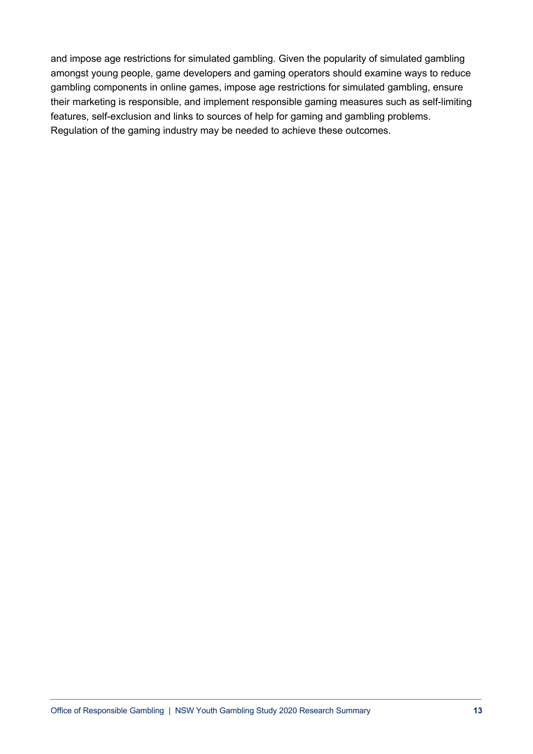and impose age restrictions for simulated gambling. Given the popularity of simulated gambling amongst young people, game developers and gaming operators should examine ways to reduce gambling components in online games, impose age restrictions for simulated gambling, ensure their marketing is responsible, and implement responsible gaming measures such as self-limiting features, self-exclusion and links to sources of help for gaming and gambling problems. Regulation of the gaming industry may be needed to achieve these outcomes.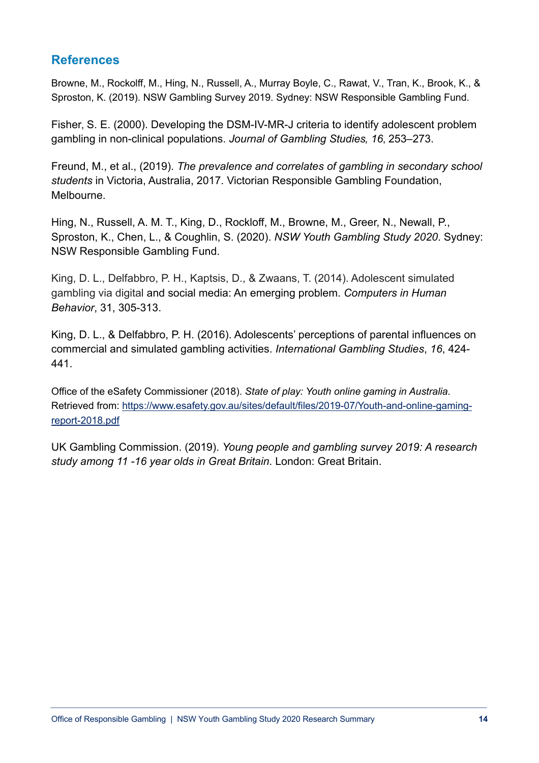## References

Browne, M., Rockolff, M., Hing, N., Russell, A., Murray Boyle, C., Rawat, V., Tran, K., Brook, K., & Sproston, K. (2019). NSW Gambling Survey 2019. Sydney: NSW Responsible Gambling Fund.

Fisher, S. E. (2000). Developing the DSM-IV-MR-J criteria to identify adolescent problem gambling in non-clinical populations. *Journal of Gambling Studies, 16,* 253–273.

Freund, M., et al., (2019). *The prevalence and correlates of gambling in secondary school students* in Victoria, Australia, 2017. Victorian Responsible Gambling Foundation, Melbourne.

Hing, N., Russell, A. M. T., King, D., Rockloff, M., Browne, M., Greer, N., Newall, P., Sproston, K., Chen, L., & Coughlin, S. (2020). *NSW Youth Gambling Study 2020*. Sydney: NSW Responsible Gambling Fund.

King, D. L., Delfabbro, P. H., Kaptsis, D., & Zwaans, T. (2014). Adolescent simulated gambling via digital and social media: An emerging problem. *Computers in Human Behavior*, 31, 305-313.

King, D. L., & Delfabbro, P. H. (2016). Adolescents' perceptions of parental influences on commercial and simulated gambling activities. *International Gambling Studies*, *16*, 424-441.

Office of the eSafety Commissioner (2018). *State of play: Youth online gaming in Australia*. Retrieved from: https://www.esafety.gov.au/sites/default/files/2019-07/Youth-and-online-gaming-report-2018.pdf

UK Gambling Commission. (2019). *Young people and gambling survey 2019: A research study among 11 -16 year olds in Great Britain*. London: Great Britain.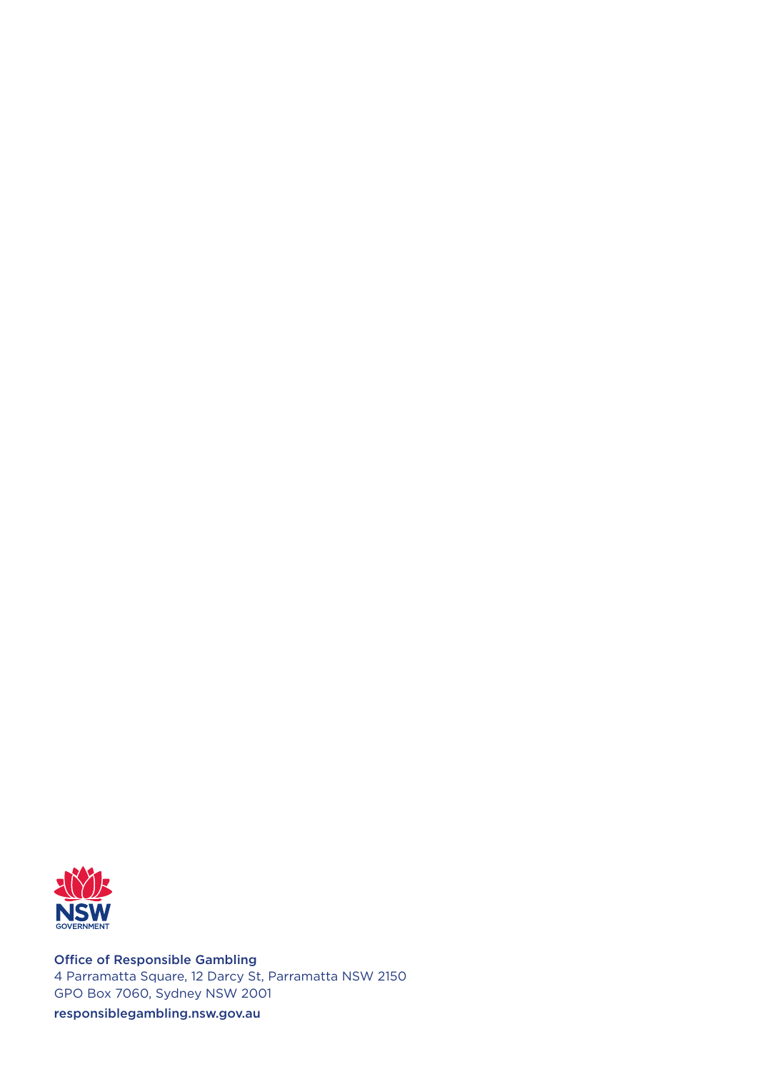NSW GOVERNMENT

**Office of Responsible Gambling**
4 Parramatta Square, 12 Darcy St, Parramatta NSW 2150
GPO Box 7060, Sydney NSW 2001

**responsiblegambling.nsw.gov.au**